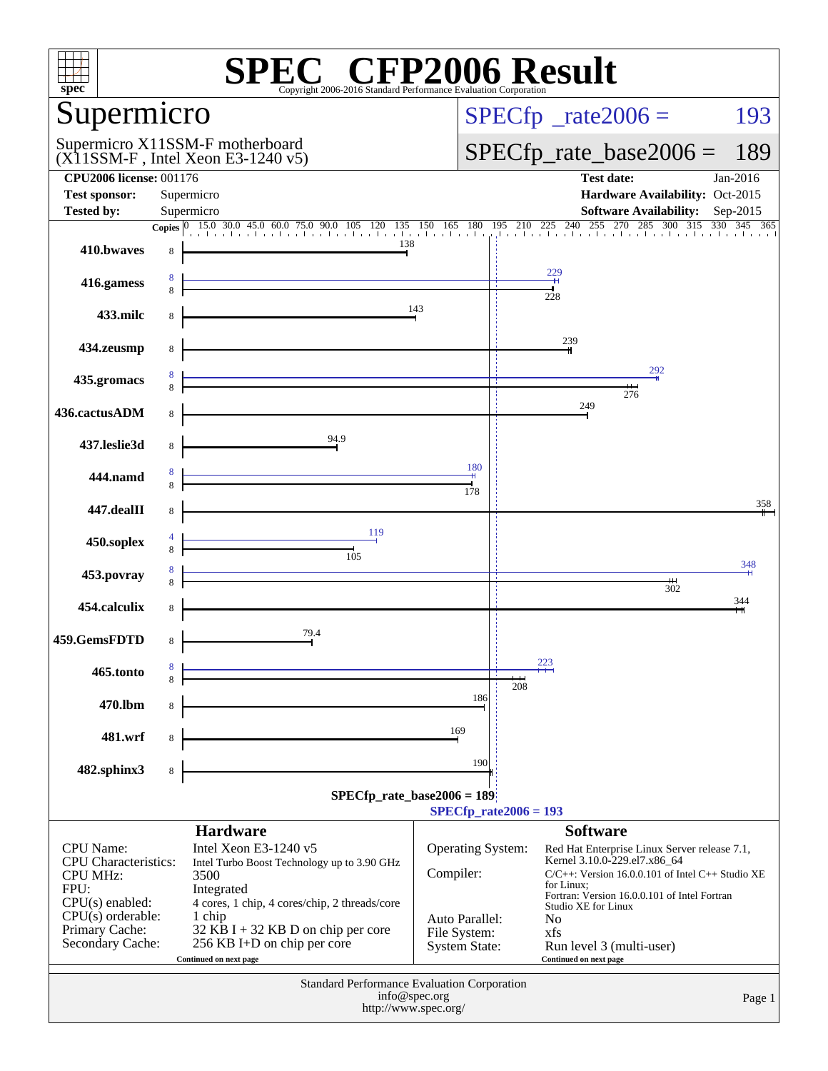# SPEC® CFP2006 Result

Copyright 2006-2016 Standard Performance Evaluation Corporation

## Supermicro

Supermicro X11SSM-F motherboard
(X11SSM-F , Intel Xeon E3-1240 v5)

SPECfp_rate2006 = 193

SPECfp_rate_base2006 = 189

| | | | |
|---|---|---|---|
| **CPU2006 license:** | 001176 | **Test date:** | Jan-2016 |
| **Test sponsor:** | Supermicro | **Hardware Availability:** | Oct-2015 |
| **Tested by:** | Supermicro | **Software Availability:** | Sep-2015 |

| Benchmark | Copies (peak) | Peak | Copies (base) | Base |
|---|---|---|---|---|
| 410.bwaves | | | 8 | 138 |
| 416.gamess | 8 | 229 | 8 | 228 |
| 433.milc | | | 8 | 143 |
| 434.zeusmp | | | 8 | 239 |
| 435.gromacs | 8 | 292 | 8 | 276 |
| 436.cactusADM | | | 8 | 249 |
| 437.leslie3d | | | 8 | 94.9 |
| 444.namd | 8 | 180 | 8 | 178 |
| 447.dealII | | | 8 | 358 |
| 450.soplex | 4 | 119 | 8 | 105 |
| 453.povray | 8 | 348 | 8 | 302 |
| 454.calculix | | | 8 | 344 |
| 459.GemsFDTD | | | 8 | 79.4 |
| 465.tonto | 8 | 223 | 8 | 208 |
| 470.lbm | | | 8 | 186 |
| 481.wrf | | | 8 | 169 |
| 482.sphinx3 | | | 8 | 190 |

SPECfp_rate_base2006 = 189

SPECfp_rate2006 = 193

### Hardware

| | |
|---|---|
| CPU Name: | Intel Xeon E3-1240 v5 |
| CPU Characteristics: | Intel Turbo Boost Technology up to 3.90 GHz |
| CPU MHz: | 3500 |
| FPU: | Integrated |
| CPU(s) enabled: | 4 cores, 1 chip, 4 cores/chip, 2 threads/core |
| CPU(s) orderable: | 1 chip |
| Primary Cache: | 32 KB I + 32 KB D on chip per core |
| Secondary Cache: | 256 KB I+D on chip per core |

Continued on next page

### Software

| | |
|---|---|
| Operating System: | Red Hat Enterprise Linux Server release 7.1, Kernel 3.10.0-229.el7.x86_64 |
| Compiler: | C/C++: Version 16.0.0.101 of Intel C++ Studio XE for Linux; Fortran: Version 16.0.0.101 of Intel Fortran Studio XE for Linux |
| Auto Parallel: | No |
| File System: | xfs |
| System State: | Run level 3 (multi-user) |

Continued on next page

Standard Performance Evaluation Corporation
info@spec.org
http://www.spec.org/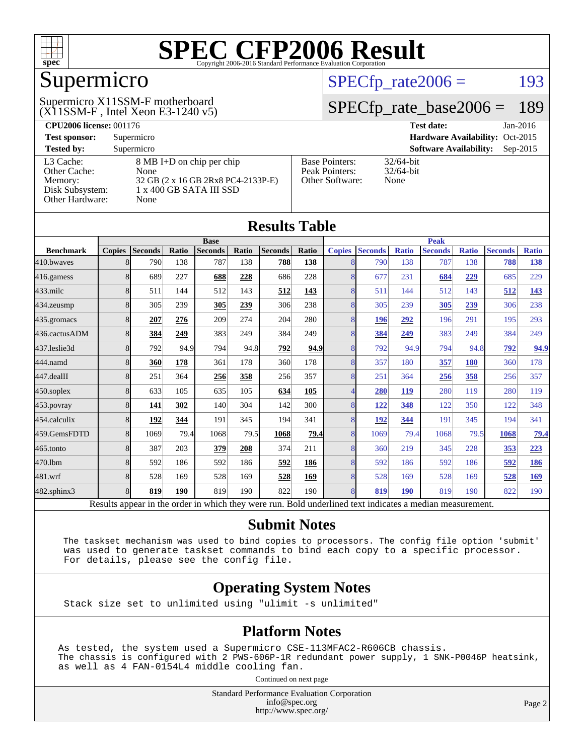# SPEC CFP2006 Result

Copyright 2006-2016 Standard Performance Evaluation Corporation

## Supermicro

Supermicro X11SSM-F motherboard
(X11SSM-F , Intel Xeon E3-1240 v5)

SPECfp_rate2006 = 193

SPECfp_rate_base2006 = 189

| | | | |
|---|---|---|---|
| **CPU2006 license:** 001176 | | **Test date:** | Jan-2016 |
| **Test sponsor:** | Supermicro | **Hardware Availability:** | Oct-2015 |
| **Tested by:** | Supermicro | **Software Availability:** | Sep-2015 |

| | | | |
|---|---|---|---|
| L3 Cache: | 8 MB I+D on chip per chip | Base Pointers: | 32/64-bit |
| Other Cache: | None | Peak Pointers: | 32/64-bit |
| Memory: | 32 GB (2 x 16 GB 2Rx8 PC4-2133P-E) | Other Software: | None |
| Disk Subsystem: | 1 x 400 GB SATA III SSD | | |
| Other Hardware: | None | | |

## Results Table

| Benchmark | Base | | | | | | | Peak | | | | | | |
|---|---|---|---|---|---|---|---|---|---|---|---|---|---|---|
| | Copies | Seconds | Ratio | Seconds | Ratio | Seconds | Ratio | Copies | Seconds | Ratio | Seconds | Ratio | Seconds | Ratio |
| 410.bwaves | 8 | 790 | 138 | 787 | 138 | **788** | **138** | 8 | 790 | 138 | 787 | 138 | **788** | **138** |
| 416.gamess | 8 | 689 | 227 | **688** | **228** | 686 | 228 | 8 | 677 | 231 | **684** | **229** | 685 | 229 |
| 433.milc | 8 | 511 | 144 | 512 | 143 | **512** | **143** | 8 | 511 | 144 | 512 | 143 | **512** | **143** |
| 434.zeusmp | 8 | 305 | 239 | **305** | **239** | 306 | 238 | 8 | 305 | 239 | **305** | **239** | 306 | 238 |
| 435.gromacs | 8 | **207** | **276** | 209 | 274 | 204 | 280 | 8 | **196** | **292** | 196 | 291 | 195 | 293 |
| 436.cactusADM | 8 | **384** | **249** | 383 | 249 | 384 | 249 | 8 | **384** | **249** | 383 | 249 | 384 | 249 |
| 437.leslie3d | 8 | 792 | 94.9 | 794 | 94.8 | **792** | **94.9** | 8 | 792 | 94.9 | 794 | 94.8 | **792** | **94.9** |
| 444.namd | 8 | **360** | **178** | 361 | 178 | 360 | 178 | 8 | 357 | 180 | **357** | **180** | 360 | 178 |
| 447.dealII | 8 | 251 | 364 | **256** | **358** | 256 | 357 | 8 | 251 | 364 | **256** | **358** | 256 | 357 |
| 450.soplex | 8 | 633 | 105 | 635 | 105 | **634** | **105** | 4 | **280** | **119** | 280 | 119 | 280 | 119 |
| 453.povray | 8 | **141** | **302** | 140 | 304 | 142 | 300 | 8 | **122** | **348** | 122 | 350 | 122 | 348 |
| 454.calculix | 8 | **192** | **344** | 191 | 345 | 194 | 341 | 8 | **192** | **344** | 191 | 345 | 194 | 341 |
| 459.GemsFDTD | 8 | 1069 | 79.4 | 1068 | 79.5 | **1068** | **79.4** | 8 | 1069 | 79.4 | 1068 | 79.5 | **1068** | **79.4** |
| 465.tonto | 8 | 387 | 203 | **379** | **208** | 374 | 211 | 8 | 360 | 219 | 345 | 228 | **353** | **223** |
| 470.lbm | 8 | 592 | 186 | 592 | 186 | **592** | **186** | 8 | 592 | 186 | 592 | 186 | **592** | **186** |
| 481.wrf | 8 | 528 | 169 | 528 | 169 | **528** | **169** | 8 | 528 | 169 | 528 | 169 | **528** | **169** |
| 482.sphinx3 | 8 | **819** | **190** | 819 | 190 | 822 | 190 | 8 | **819** | **190** | 819 | 190 | 822 | 190 |

Results appear in the order in which they were run. Bold underlined text indicates a median measurement.

## Submit Notes

The taskset mechanism was used to bind copies to processors. The config file option 'submit' was used to generate taskset commands to bind each copy to a specific processor. For details, please see the config file.

## Operating System Notes

Stack size set to unlimited using "ulimit -s unlimited"

## Platform Notes

As tested, the system used a Supermicro CSE-113MFAC2-R606CB chassis. The chassis is configured with 2 PWS-606P-1R redundant power supply, 1 SNK-P0046P heatsink, as well as 4 FAN-0154L4 middle cooling fan.

Continued on next page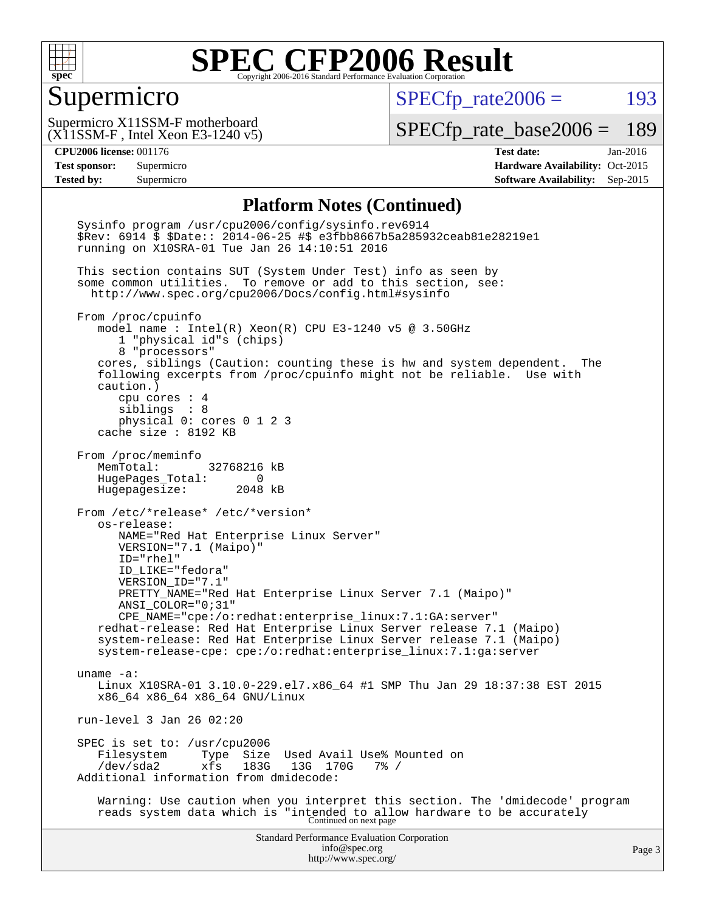# SPEC CFP2006 Result

Copyright 2006-2016 Standard Performance Evaluation Corporation

## Supermicro

Supermicro X11SSM-F motherboard
(X11SSM-F , Intel Xeon E3-1240 v5)

SPECfp_rate2006 = 193

SPECfp_rate_base2006 = 189

| | | | |
|---|---|---|---|
| **CPU2006 license:** 001176 | | **Test date:** | Jan-2016 |
| **Test sponsor:** | Supermicro | **Hardware Availability:** | Oct-2015 |
| **Tested by:** | Supermicro | **Software Availability:** | Sep-2015 |

### Platform Notes (Continued)

```
Sysinfo program /usr/cpu2006/config/sysinfo.rev6914
$Rev: 6914 $ $Date:: 2014-06-25 #$ e3fbb8667b5a285932ceab81e28219e1
running on X10SRA-01 Tue Jan 26 14:10:51 2016

This section contains SUT (System Under Test) info as seen by
some common utilities.  To remove or add to this section, see:
  http://www.spec.org/cpu2006/Docs/config.html#sysinfo

From /proc/cpuinfo
   model name : Intel(R) Xeon(R) CPU E3-1240 v5 @ 3.50GHz
      1 "physical id"s (chips)
      8 "processors"
   cores, siblings (Caution: counting these is hw and system dependent.  The
   following excerpts from /proc/cpuinfo might not be reliable.  Use with
   caution.)
      cpu cores : 4
      siblings  : 8
      physical 0: cores 0 1 2 3
   cache size : 8192 KB

From /proc/meminfo
   MemTotal:       32768216 kB
   HugePages_Total:       0
   Hugepagesize:       2048 kB

From /etc/*release* /etc/*version*
   os-release:
      NAME="Red Hat Enterprise Linux Server"
      VERSION="7.1 (Maipo)"
      ID="rhel"
      ID_LIKE="fedora"
      VERSION_ID="7.1"
      PRETTY_NAME="Red Hat Enterprise Linux Server 7.1 (Maipo)"
      ANSI_COLOR="0;31"
      CPE_NAME="cpe:/o:redhat:enterprise_linux:7.1:GA:server"
   redhat-release: Red Hat Enterprise Linux Server release 7.1 (Maipo)
   system-release: Red Hat Enterprise Linux Server release 7.1 (Maipo)
   system-release-cpe: cpe:/o:redhat:enterprise_linux:7.1:ga:server

uname -a:
   Linux X10SRA-01 3.10.0-229.el7.x86_64 #1 SMP Thu Jan 29 18:37:38 EST 2015
   x86_64 x86_64 x86_64 GNU/Linux

run-level 3 Jan 26 02:20

SPEC is set to: /usr/cpu2006
   Filesystem     Type  Size  Used Avail Use% Mounted on
   /dev/sda2      xfs   183G   13G  170G   7% /
Additional information from dmidecode:

   Warning: Use caution when you interpret this section. The 'dmidecode' program
   reads system data which is "intended to allow hardware to be accurately
```

Continued on next page

Standard Performance Evaluation Corporation
info@spec.org
http://www.spec.org/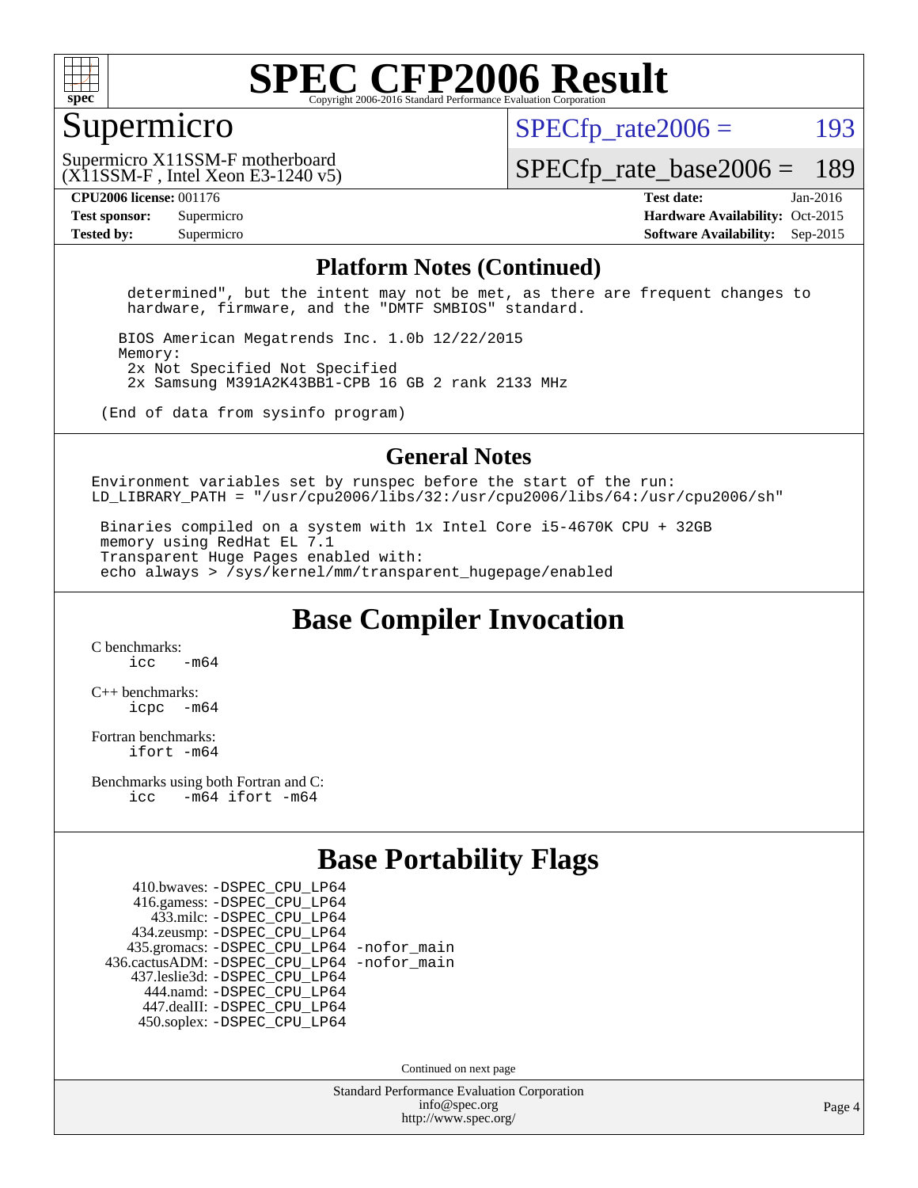# SPEC CFP2006 Result

Copyright 2006-2016 Standard Performance Evaluation Corporation

## Supermicro

Supermicro X11SSM-F motherboard
(X11SSM-F , Intel Xeon E3-1240 v5)

SPECfp_rate2006 = 193

SPECfp_rate_base2006 = 189

**CPU2006 license:** 001176
**Test sponsor:** Supermicro
**Tested by:** Supermicro

**Test date:** Jan-2016
**Hardware Availability:** Oct-2015
**Software Availability:** Sep-2015

## Platform Notes (Continued)

```
    determined", but the intent may not be met, as there are frequent changes to
    hardware, firmware, and the "DMTF SMBIOS" standard.

   BIOS American Megatrends Inc. 1.0b 12/22/2015
   Memory:
    2x Not Specified Not Specified
    2x Samsung M391A2K43BB1-CPB 16 GB 2 rank 2133 MHz

 (End of data from sysinfo program)
```

## General Notes

```
Environment variables set by runspec before the start of the run:
LD_LIBRARY_PATH = "/usr/cpu2006/libs/32:/usr/cpu2006/libs/64:/usr/cpu2006/sh"

 Binaries compiled on a system with 1x Intel Core i5-4670K CPU + 32GB
 memory using RedHat EL 7.1
 Transparent Huge Pages enabled with:
 echo always > /sys/kernel/mm/transparent_hugepage/enabled
```

## Base Compiler Invocation

C benchmarks:
    icc   -m64

C++ benchmarks:
    icpc   -m64

Fortran benchmarks:
    ifort -m64

Benchmarks using both Fortran and C:
    icc   -m64 ifort -m64

## Base Portability Flags

410.bwaves: -DSPEC_CPU_LP64
416.gamess: -DSPEC_CPU_LP64
433.milc: -DSPEC_CPU_LP64
434.zeusmp: -DSPEC_CPU_LP64
435.gromacs: -DSPEC_CPU_LP64 -nofor_main
436.cactusADM: -DSPEC_CPU_LP64 -nofor_main
437.leslie3d: -DSPEC_CPU_LP64
444.namd: -DSPEC_CPU_LP64
447.dealII: -DSPEC_CPU_LP64
450.soplex: -DSPEC_CPU_LP64

Continued on next page

Standard Performance Evaluation Corporation
info@spec.org
http://www.spec.org/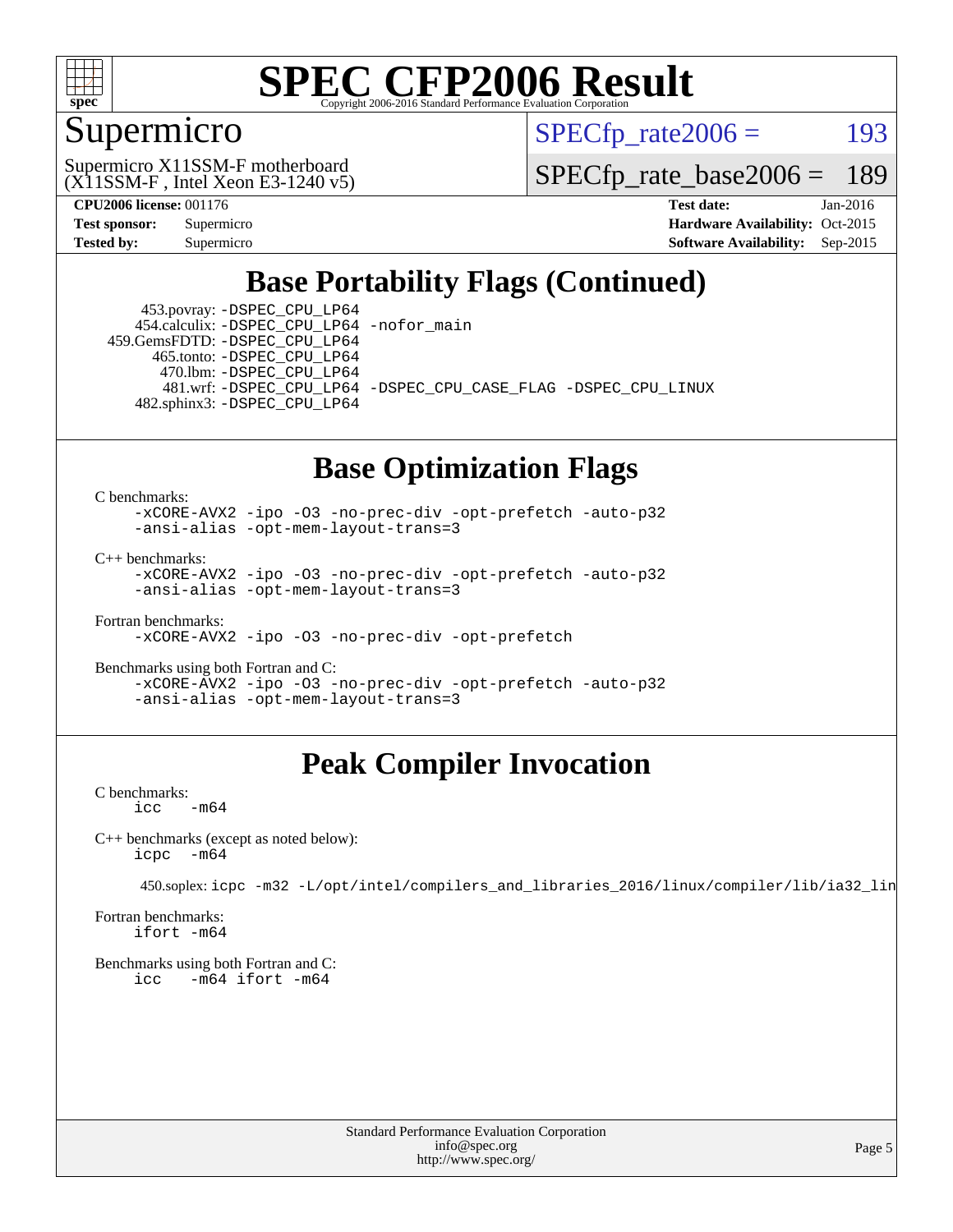## Base Portability Flags (Continued)

453.povray: -DSPEC_CPU_LP64
454.calculix: -DSPEC_CPU_LP64 -nofor_main
459.GemsFDTD: -DSPEC_CPU_LP64
465.tonto: -DSPEC_CPU_LP64
470.lbm: -DSPEC_CPU_LP64
481.wrf: -DSPEC_CPU_LP64 -DSPEC_CPU_CASE_FLAG -DSPEC_CPU_LINUX
482.sphinx3: -DSPEC_CPU_LP64

## Base Optimization Flags

C benchmarks:
```
-xCORE-AVX2 -ipo -O3 -no-prec-div -opt-prefetch -auto-p32
-ansi-alias -opt-mem-layout-trans=3
```

C++ benchmarks:
```
-xCORE-AVX2 -ipo -O3 -no-prec-div -opt-prefetch -auto-p32
-ansi-alias -opt-mem-layout-trans=3
```

Fortran benchmarks:
```
-xCORE-AVX2 -ipo -O3 -no-prec-div -opt-prefetch
```

Benchmarks using both Fortran and C:
```
-xCORE-AVX2 -ipo -O3 -no-prec-div -opt-prefetch -auto-p32
-ansi-alias -opt-mem-layout-trans=3
```

## Peak Compiler Invocation

C benchmarks:
```
icc   -m64
```

C++ benchmarks (except as noted below):
```
icpc  -m64
```

450.soplex: icpc -m32 -L/opt/intel/compilers_and_libraries_2016/linux/compiler/lib/ia32_lin

Fortran benchmarks:
```
ifort -m64
```

Benchmarks using both Fortran and C:
```
icc   -m64 ifort -m64
```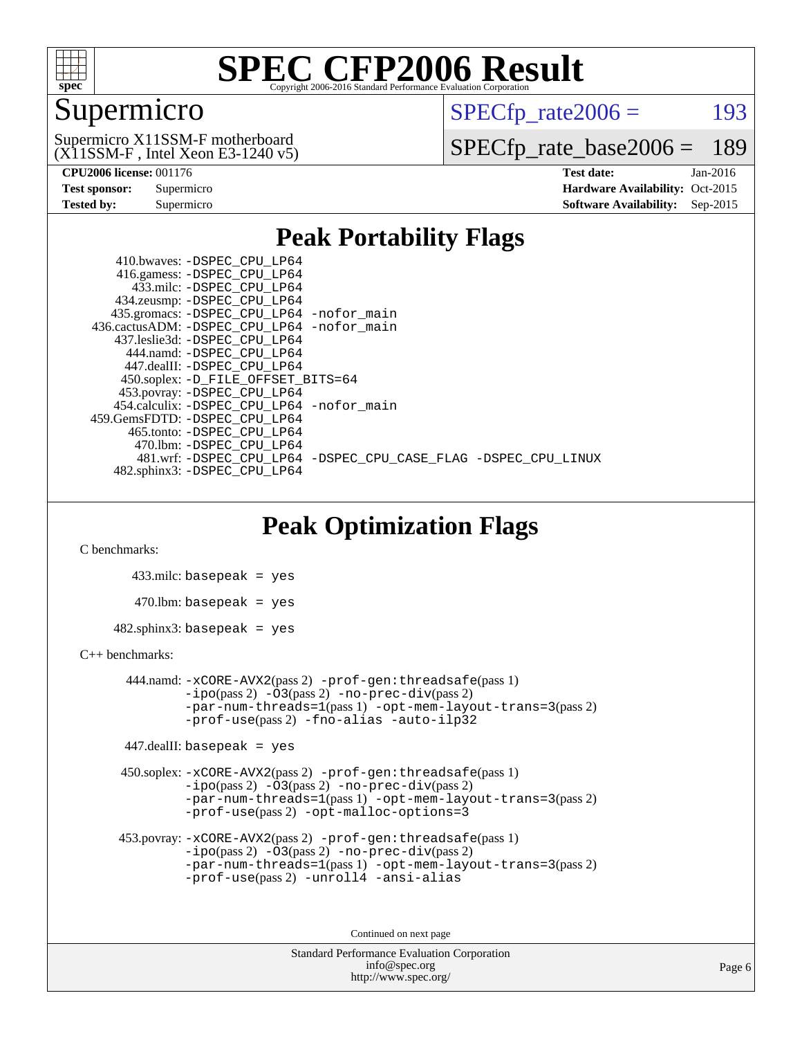# SPEC CFP2006 Result

Copyright 2006-2016 Standard Performance Evaluation Corporation

## Supermicro

Supermicro X11SSM-F motherboard
(X11SSM-F , Intel Xeon E3-1240 v5)

SPECfp_rate2006 = 193

SPECfp_rate_base2006 = 189

| | | | |
|---|---|---|---|
| **CPU2006 license:** | 001176 | **Test date:** | Jan-2016 |
| **Test sponsor:** | Supermicro | **Hardware Availability:** | Oct-2015 |
| **Tested by:** | Supermicro | **Software Availability:** | Sep-2015 |

## Peak Portability Flags

410.bwaves: -DSPEC_CPU_LP64
416.gamess: -DSPEC_CPU_LP64
433.milc: -DSPEC_CPU_LP64
434.zeusmp: -DSPEC_CPU_LP64
435.gromacs: -DSPEC_CPU_LP64 -nofor_main
436.cactusADM: -DSPEC_CPU_LP64 -nofor_main
437.leslie3d: -DSPEC_CPU_LP64
444.namd: -DSPEC_CPU_LP64
447.dealII: -DSPEC_CPU_LP64
450.soplex: -D_FILE_OFFSET_BITS=64
453.povray: -DSPEC_CPU_LP64
454.calculix: -DSPEC_CPU_LP64 -nofor_main
459.GemsFDTD: -DSPEC_CPU_LP64
465.tonto: -DSPEC_CPU_LP64
470.lbm: -DSPEC_CPU_LP64
481.wrf: -DSPEC_CPU_LP64 -DSPEC_CPU_CASE_FLAG -DSPEC_CPU_LINUX
482.sphinx3: -DSPEC_CPU_LP64

## Peak Optimization Flags

C benchmarks:

433.milc: basepeak = yes

470.lbm: basepeak = yes

482.sphinx3: basepeak = yes

C++ benchmarks:

444.namd: -xCORE-AVX2(pass 2) -prof-gen:threadsafe(pass 1) -ipo(pass 2) -O3(pass 2) -no-prec-div(pass 2) -par-num-threads=1(pass 1) -opt-mem-layout-trans=3(pass 2) -prof-use(pass 2) -fno-alias -auto-ilp32

447.dealII: basepeak = yes

450.soplex: -xCORE-AVX2(pass 2) -prof-gen:threadsafe(pass 1) -ipo(pass 2) -O3(pass 2) -no-prec-div(pass 2) -par-num-threads=1(pass 1) -opt-mem-layout-trans=3(pass 2) -prof-use(pass 2) -opt-malloc-options=3

453.povray: -xCORE-AVX2(pass 2) -prof-gen:threadsafe(pass 1) -ipo(pass 2) -O3(pass 2) -no-prec-div(pass 2) -par-num-threads=1(pass 1) -opt-mem-layout-trans=3(pass 2) -prof-use(pass 2) -unroll4 -ansi-alias

Continued on next page

Standard Performance Evaluation Corporation
info@spec.org
http://www.spec.org/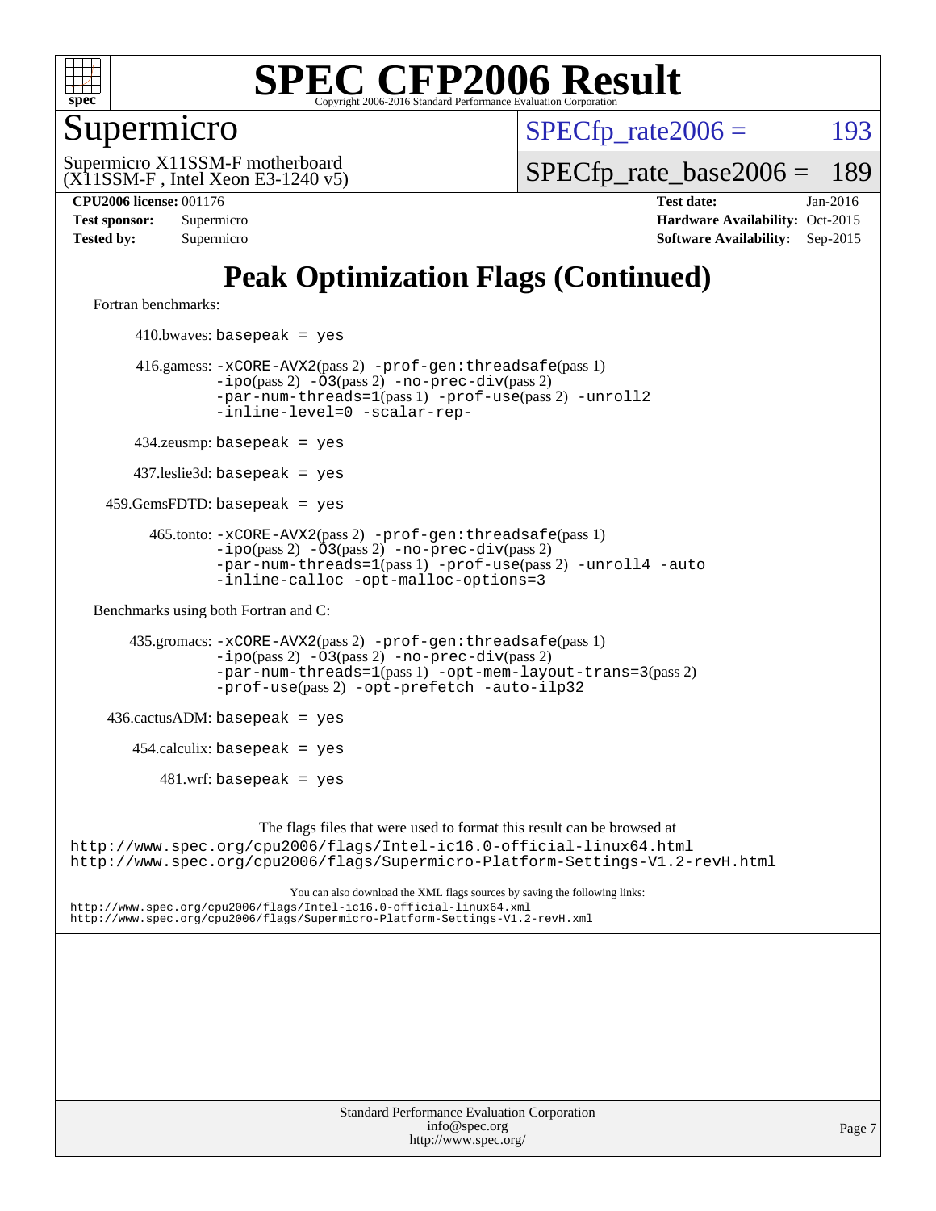# Peak Optimization Flags (Continued)

Fortran benchmarks:

410.bwaves: basepeak = yes

416.gamess: -xCORE-AVX2(pass 2) -prof-gen:threadsafe(pass 1) -ipo(pass 2) -O3(pass 2) -no-prec-div(pass 2) -par-num-threads=1(pass 1) -prof-use(pass 2) -unroll2 -inline-level=0 -scalar-rep-

434.zeusmp: basepeak = yes

437.leslie3d: basepeak = yes

459.GemsFDTD: basepeak = yes

465.tonto: -xCORE-AVX2(pass 2) -prof-gen:threadsafe(pass 1) -ipo(pass 2) -O3(pass 2) -no-prec-div(pass 2) -par-num-threads=1(pass 1) -prof-use(pass 2) -unroll4 -auto -inline-calloc -opt-malloc-options=3

Benchmarks using both Fortran and C:

435.gromacs: -xCORE-AVX2(pass 2) -prof-gen:threadsafe(pass 1) -ipo(pass 2) -O3(pass 2) -no-prec-div(pass 2) -par-num-threads=1(pass 1) -opt-mem-layout-trans=3(pass 2) -prof-use(pass 2) -opt-prefetch -auto-ilp32

436.cactusADM: basepeak = yes

454.calculix: basepeak = yes

481.wrf: basepeak = yes

The flags files that were used to format this result can be browsed at
http://www.spec.org/cpu2006/flags/Intel-ic16.0-official-linux64.html
http://www.spec.org/cpu2006/flags/Supermicro-Platform-Settings-V1.2-revH.html

You can also download the XML flags sources by saving the following links:
http://www.spec.org/cpu2006/flags/Intel-ic16.0-official-linux64.xml
http://www.spec.org/cpu2006/flags/Supermicro-Platform-Settings-V1.2-revH.xml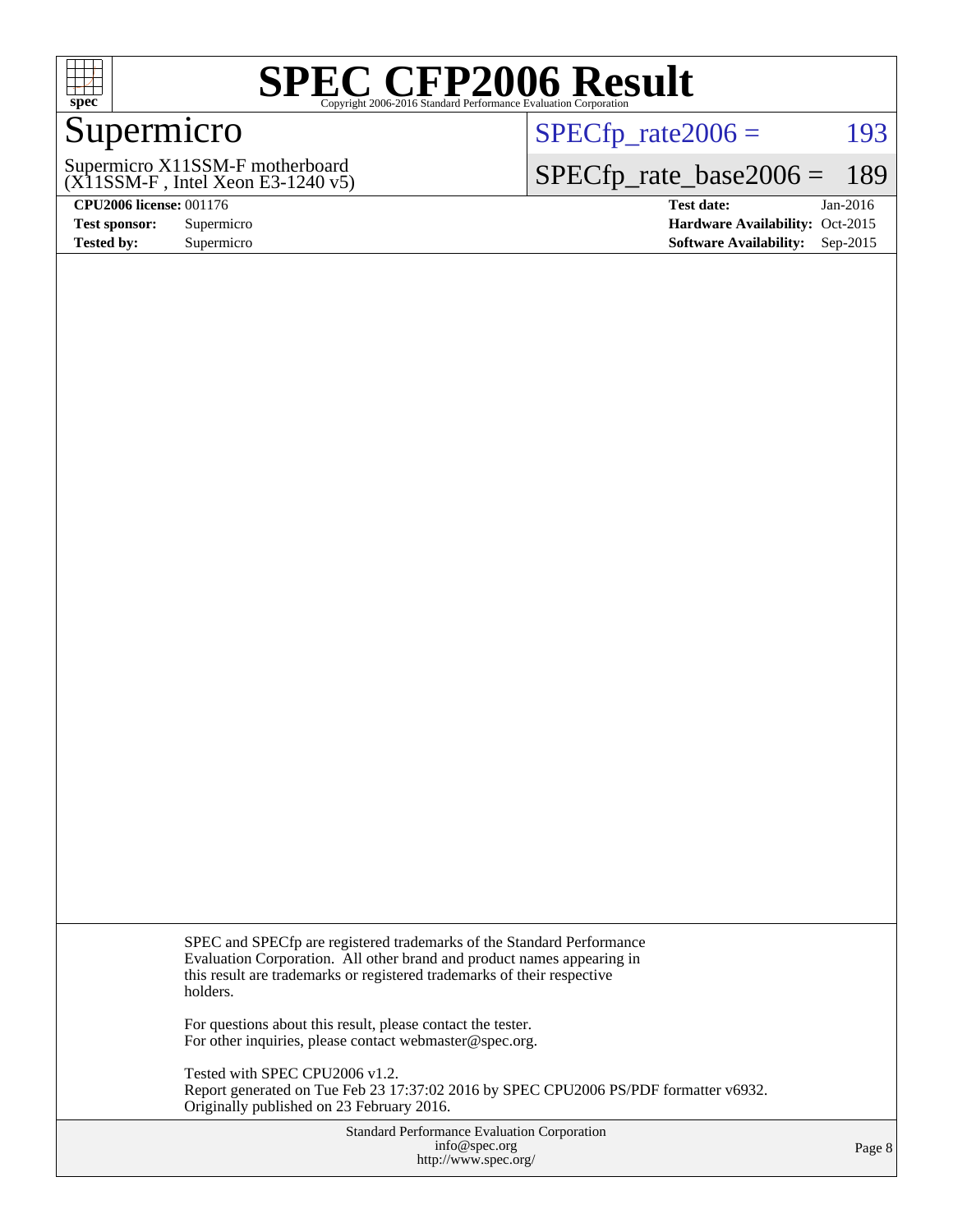SPEC and SPECfp are registered trademarks of the Standard Performance Evaluation Corporation. All other brand and product names appearing in this result are trademarks or registered trademarks of their respective holders.

For questions about this result, please contact the tester.
For other inquiries, please contact webmaster@spec.org.

Tested with SPEC CPU2006 v1.2.
Report generated on Tue Feb 23 17:37:02 2016 by SPEC CPU2006 PS/PDF formatter v6932.
Originally published on 23 February 2016.